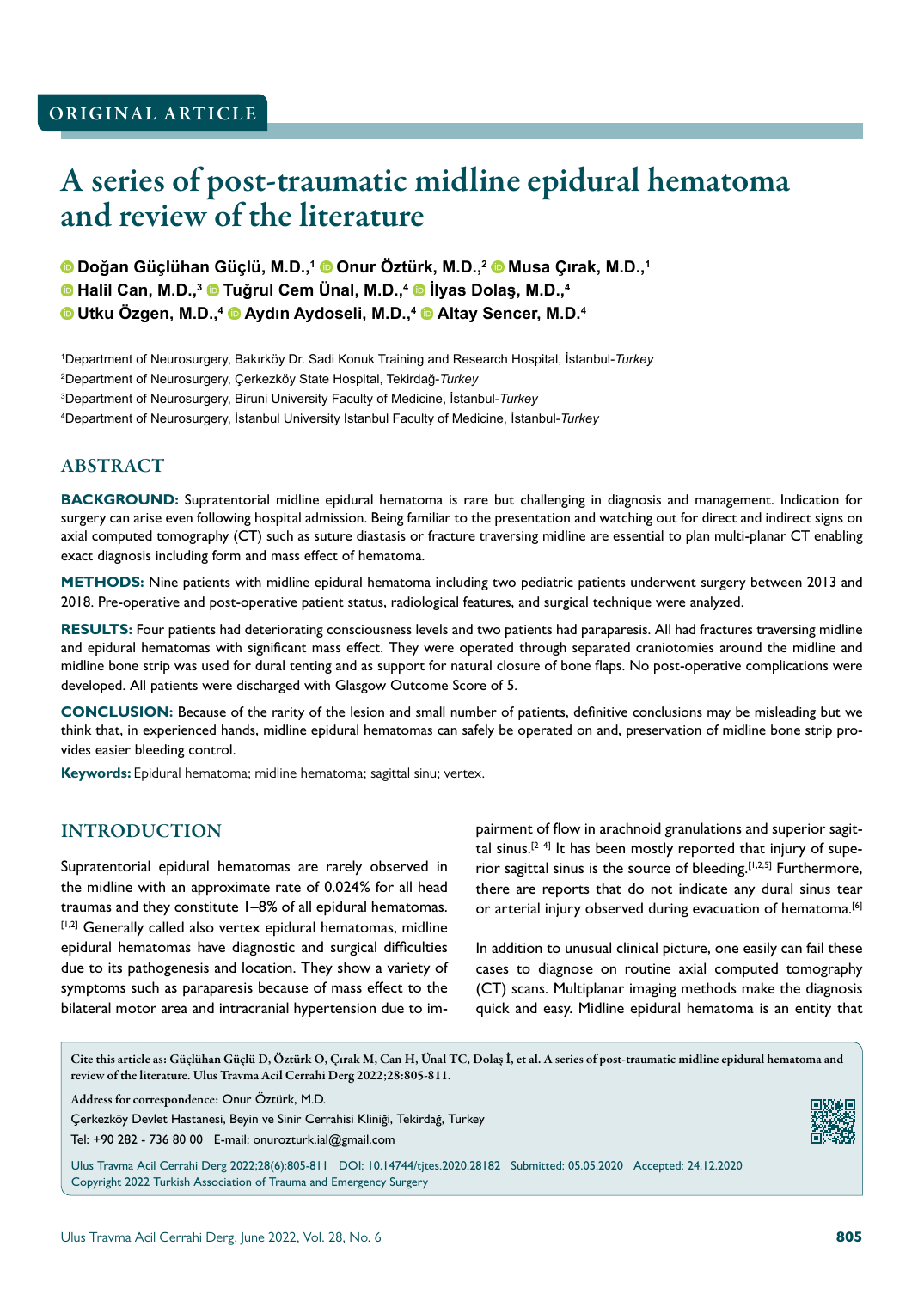ORIGINAL ARTICLE

# A series of post-traumatic midline epidural hematoma and review of the literature

Doğan Güçlühan Güçlü, M.D.,[1] Onur Öztürk, M.D.,[2] Musa Çırak, M.D.,[1] Halil Can, M.D.,[3] Tuğrul Cem Ünal, M.D.,[4] İlyas Dolaş, M.D.,[4] Utku Özgen, M.D.,[4] Aydın Aydoseli, M.D.,[4] Altay Sencer, M.D.[4]

[1]Department of Neurosurgery, Bakırköy Dr. Sadi Konuk Training and Research Hospital, İstanbul-*Turkey*

[2]Department of Neurosurgery, Çerkezköy State Hospital, Tekirdağ-*Turkey*

[3]Department of Neurosurgery, Biruni University Faculty of Medicine, İstanbul-*Turkey*

[4]Department of Neurosurgery, İstanbul University Istanbul Faculty of Medicine, İstanbul-*Turkey*

## ABSTRACT

**BACKGROUND:** Supratentorial midline epidural hematoma is rare but challenging in diagnosis and management. Indication for surgery can arise even following hospital admission. Being familiar to the presentation and watching out for direct and indirect signs on axial computed tomography (CT) such as suture diastasis or fracture traversing midline are essential to plan multi-planar CT enabling exact diagnosis including form and mass effect of hematoma.

**METHODS:** Nine patients with midline epidural hematoma including two pediatric patients underwent surgery between 2013 and 2018. Pre-operative and post-operative patient status, radiological features, and surgical technique were analyzed.

**RESULTS:** Four patients had deteriorating consciousness levels and two patients had paraparesis. All had fractures traversing midline and epidural hematomas with significant mass effect. They were operated through separated craniotomies around the midline and midline bone strip was used for dural tenting and as support for natural closure of bone flaps. No post-operative complications were developed. All patients were discharged with Glasgow Outcome Score of 5.

**CONCLUSION:** Because of the rarity of the lesion and small number of patients, definitive conclusions may be misleading but we think that, in experienced hands, midline epidural hematomas can safely be operated on and, preservation of midline bone strip provides easier bleeding control.

**Keywords:** Epidural hematoma; midline hematoma; sagittal sinu; vertex.

## INTRODUCTION

Supratentorial epidural hematomas are rarely observed in the midline with an approximate rate of 0.024% for all head traumas and they constitute 1–8% of all epidural hematomas.[1,2] Generally called also vertex epidural hematomas, midline epidural hematomas have diagnostic and surgical difficulties due to its pathogenesis and location. They show a variety of symptoms such as paraparesis because of mass effect to the bilateral motor area and intracranial hypertension due to impairment of flow in arachnoid granulations and superior sagittal sinus.[2–4] It has been mostly reported that injury of superior sagittal sinus is the source of bleeding.[1,2,5] Furthermore, there are reports that do not indicate any dural sinus tear or arterial injury observed during evacuation of hematoma.[6]

In addition to unusual clinical picture, one easily can fail these cases to diagnose on routine axial computed tomography (CT) scans. Multiplanar imaging methods make the diagnosis quick and easy. Midline epidural hematoma is an entity that

Cite this article as: Güçlühan Güçlü D, Öztürk O, Çırak M, Can H, Ünal TC, Dolaş İ, et al. A series of post-traumatic midline epidural hematoma and review of the literature. Ulus Travma Acil Cerrahi Derg 2022;28:805-811.

Address for correspondence: Onur Öztürk, M.D.

Çerkezköy Devlet Hastanesi, Beyin ve Sinir Cerrahisi Kliniği, Tekirdağ, Turkey

Tel: +90 282 - 736 80 00 E-mail: onurozturk.ial@gmail.com

Ulus Travma Acil Cerrahi Derg 2022;28(6):805-811 DOI: 10.14744/tjtes.2020.28182 Submitted: 05.05.2020 Accepted: 24.12.2020

Copyright 2022 Turkish Association of Trauma and Emergency Surgery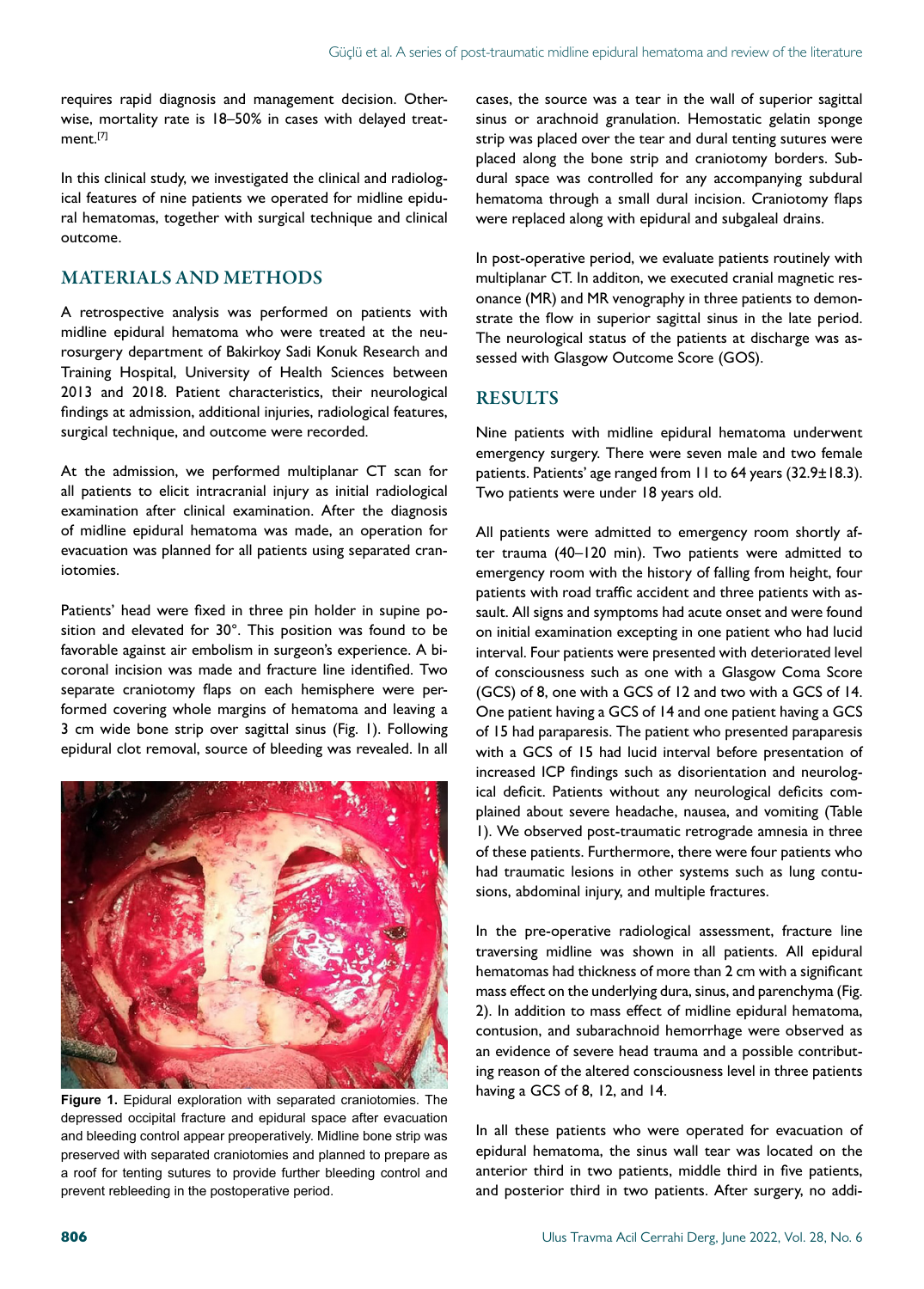requires rapid diagnosis and management decision. Otherwise, mortality rate is 18–50% in cases with delayed treatment.[7]

In this clinical study, we investigated the clinical and radiological features of nine patients we operated for midline epidural hematomas, together with surgical technique and clinical outcome.

## MATERIALS AND METHODS

A retrospective analysis was performed on patients with midline epidural hematoma who were treated at the neurosurgery department of Bakirkoy Sadi Konuk Research and Training Hospital, University of Health Sciences between 2013 and 2018. Patient characteristics, their neurological findings at admission, additional injuries, radiological features, surgical technique, and outcome were recorded.

At the admission, we performed multiplanar CT scan for all patients to elicit intracranial injury as initial radiological examination after clinical examination. After the diagnosis of midline epidural hematoma was made, an operation for evacuation was planned for all patients using separated craniotomies.

Patients' head were fixed in three pin holder in supine position and elevated for 30°. This position was found to be favorable against air embolism in surgeon's experience. A bicoronal incision was made and fracture line identified. Two separate craniotomy flaps on each hemisphere were performed covering whole margins of hematoma and leaving a 3 cm wide bone strip over sagittal sinus (Fig. 1). Following epidural clot removal, source of bleeding was revealed. In all cases, the source was a tear in the wall of superior sagittal sinus or arachnoid granulation. Hemostatic gelatin sponge strip was placed over the tear and dural tenting sutures were placed along the bone strip and craniotomy borders. Subdural space was controlled for any accompanying subdural hematoma through a small dural incision. Craniotomy flaps were replaced along with epidural and subgaleal drains.

**Figure 1.** Epidural exploration with separated craniotomies. The depressed occipital fracture and epidural space after evacuation and bleeding control appear preoperatively. Midline bone strip was preserved with separated craniotomies and planned to prepare as a roof for tenting sutures to provide further bleeding control and prevent rebleeding in the postoperative period.

In post-operative period, we evaluate patients routinely with multiplanar CT. In additon, we executed cranial magnetic resonance (MR) and MR venography in three patients to demonstrate the flow in superior sagittal sinus in the late period. The neurological status of the patients at discharge was assessed with Glasgow Outcome Score (GOS).

## RESULTS

Nine patients with midline epidural hematoma underwent emergency surgery. There were seven male and two female patients. Patients' age ranged from 11 to 64 years (32.9±18.3). Two patients were under 18 years old.

All patients were admitted to emergency room shortly after trauma (40–120 min). Two patients were admitted to emergency room with the history of falling from height, four patients with road traffic accident and three patients with assault. All signs and symptoms had acute onset and were found on initial examination excepting in one patient who had lucid interval. Four patients were presented with deteriorated level of consciousness such as one with a Glasgow Coma Score (GCS) of 8, one with a GCS of 12 and two with a GCS of 14. One patient having a GCS of 14 and one patient having a GCS of 15 had paraparesis. The patient who presented paraparesis with a GCS of 15 had lucid interval before presentation of increased ICP findings such as disorientation and neurological deficit. Patients without any neurological deficits complained about severe headache, nausea, and vomiting (Table 1). We observed post-traumatic retrograde amnesia in three of these patients. Furthermore, there were four patients who had traumatic lesions in other systems such as lung contusions, abdominal injury, and multiple fractures.

In the pre-operative radiological assessment, fracture line traversing midline was shown in all patients. All epidural hematomas had thickness of more than 2 cm with a significant mass effect on the underlying dura, sinus, and parenchyma (Fig. 2). In addition to mass effect of midline epidural hematoma, contusion, and subarachnoid hemorrhage were observed as an evidence of severe head trauma and a possible contributing reason of the altered consciousness level in three patients having a GCS of 8, 12, and 14.

In all these patients who were operated for evacuation of epidural hematoma, the sinus wall tear was located on the anterior third in two patients, middle third in five patients, and posterior third in two patients. After surgery, no addi-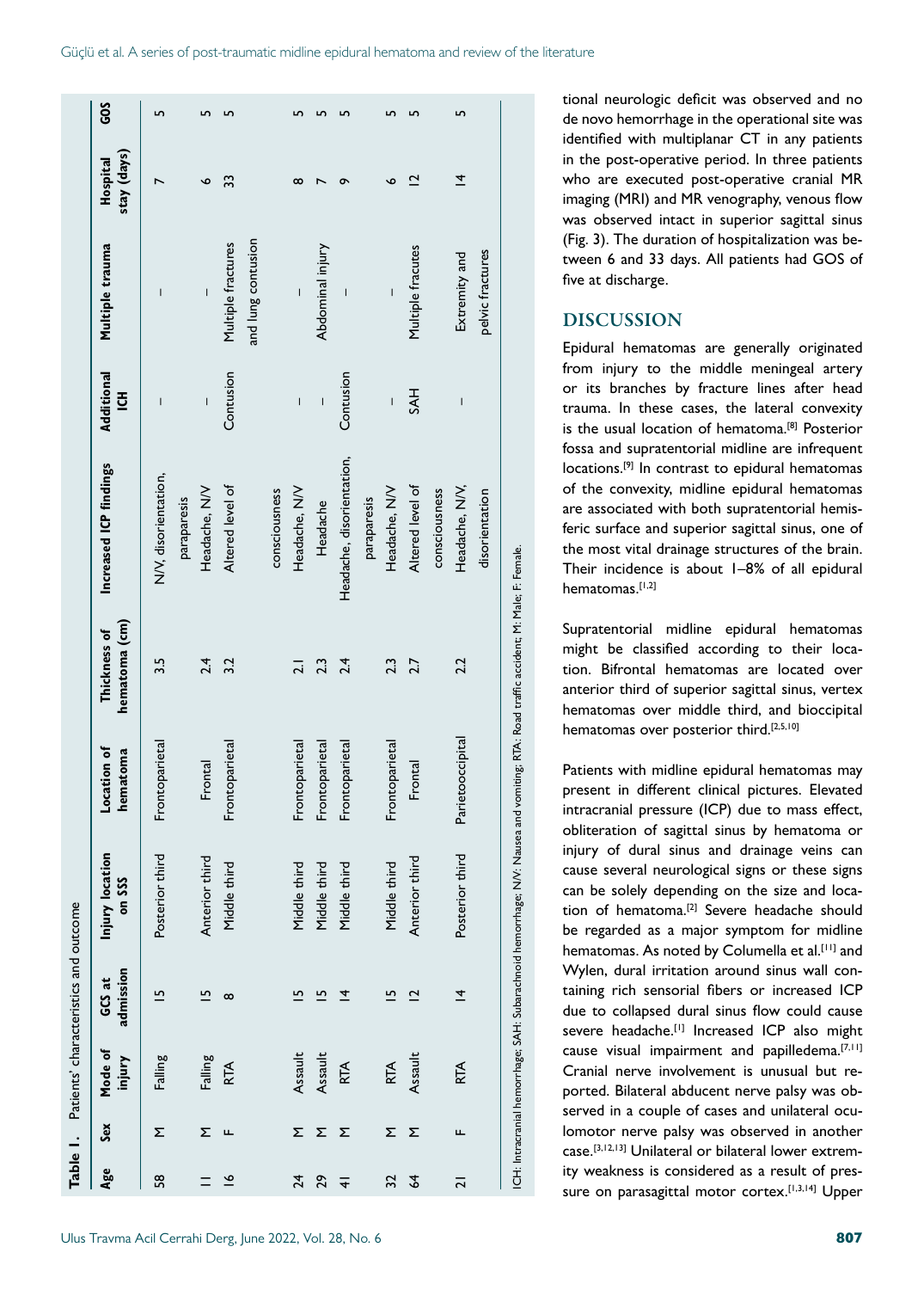**Table 1.** Patients' characteristics and outcome

| Age | Sex | Mode of injury | GCS at admission | Injury location on SSS | Location of hematoma | Thickness of hematoma (cm) | Increased ICP findings | Additional ICH | Multiple trauma | Hospital stay (days) | GOS |
|---|---|---|---|---|---|---|---|---|---|---|---|
| 58 | M | Falling | 15 | Posterior third | Frontoparietal | 3.5 | N/V, disorientation, paraparesis | – | – | 7 | 5 |
| 11 | M | Falling | 15 | Anterior third | Frontal | 2.4 | Headache, N/V | – | – | 6 | 5 |
| 16 | F | RTA | 8 | Middle third | Frontoparietal | 3.2 | Altered level of consciousness | Contusion | Multiple fractures and lung contusion | 33 | 5 |
| 24 | M | Assault | 15 | Middle third | Frontoparietal | 2.1 | Headache, N/V | – | – | 8 | 5 |
| 29 | M | Assault | 15 | Middle third | Frontoparietal | 2.3 | Headache | – | Abdominal injury | 7 | 5 |
| 41 | M | RTA | 14 | Middle third | Frontoparietal | 2.4 | Headache, disorientation, paraparesis | Contusion | – | 9 | 5 |
| 32 | M | RTA | 15 | Middle third | Frontoparietal | 2.3 | Headache, N/V | – | – | 6 | 5 |
| 64 | M | Assault | 12 | Anterior third | Frontal | 2.7 | Altered level of consciousness | SAH | Multiple fracutes | 12 | 5 |
| 21 | F | RTA | 14 | Posterior third | Parietooccipital | 2.2 | Headache, N/V, disorientation | – | Extremity and pelvic fractures | 14 | 5 |

ICH: Intracranial hemorrhage; SAH: Subarachnoid hemorrhage; N/V: Nausea and vomiting; RTA: Road traffic accident; M: Male; F: Female.

tional neurologic deficit was observed and no de novo hemorrhage in the operational site was identified with multiplanar CT in any patients in the post-operative period. In three patients who are executed post-operative cranial MR imaging (MRI) and MR venography, venous flow was observed intact in superior sagittal sinus (Fig. 3). The duration of hospitalization was between 6 and 33 days. All patients had GOS of five at discharge.

## DISCUSSION

Epidural hematomas are generally originated from injury to the middle meningeal artery or its branches by fracture lines after head trauma. In these cases, the lateral convexity is the usual location of hematoma.[8] Posterior fossa and supratentorial midline are infrequent locations.[9] In contrast to epidural hematomas of the convexity, midline epidural hematomas are associated with both supratentorial hemisferic surface and superior sagittal sinus, one of the most vital drainage structures of the brain. Their incidence is about 1–8% of all epidural hematomas.[1,2]

Supratentorial midline epidural hematomas might be classified according to their location. Bifrontal hematomas are located over anterior third of superior sagittal sinus, vertex hematomas over middle third, and bioccipital hematomas over posterior third.[2,5,10]

Patients with midline epidural hematomas may present in different clinical pictures. Elevated intracranial pressure (ICP) due to mass effect, obliteration of sagittal sinus by hematoma or injury of dural sinus and drainage veins can cause several neurological signs or these signs can be solely depending on the size and location of hematoma.[2] Severe headache should be regarded as a major symptom for midline hematomas. As noted by Columella et al.[11] and Wylen, dural irritation around sinus wall containing rich sensorial fibers or increased ICP due to collapsed dural sinus flow could cause severe headache.[1] Increased ICP also might cause visual impairment and papilledema.[7,11] Cranial nerve involvement is unusual but reported. Bilateral abducent nerve palsy was observed in a couple of cases and unilateral oculomotor nerve palsy was observed in another case.[3,12,13] Unilateral or bilateral lower extremity weakness is considered as a result of pressure on parasagittal motor cortex.[1,3,14] Upper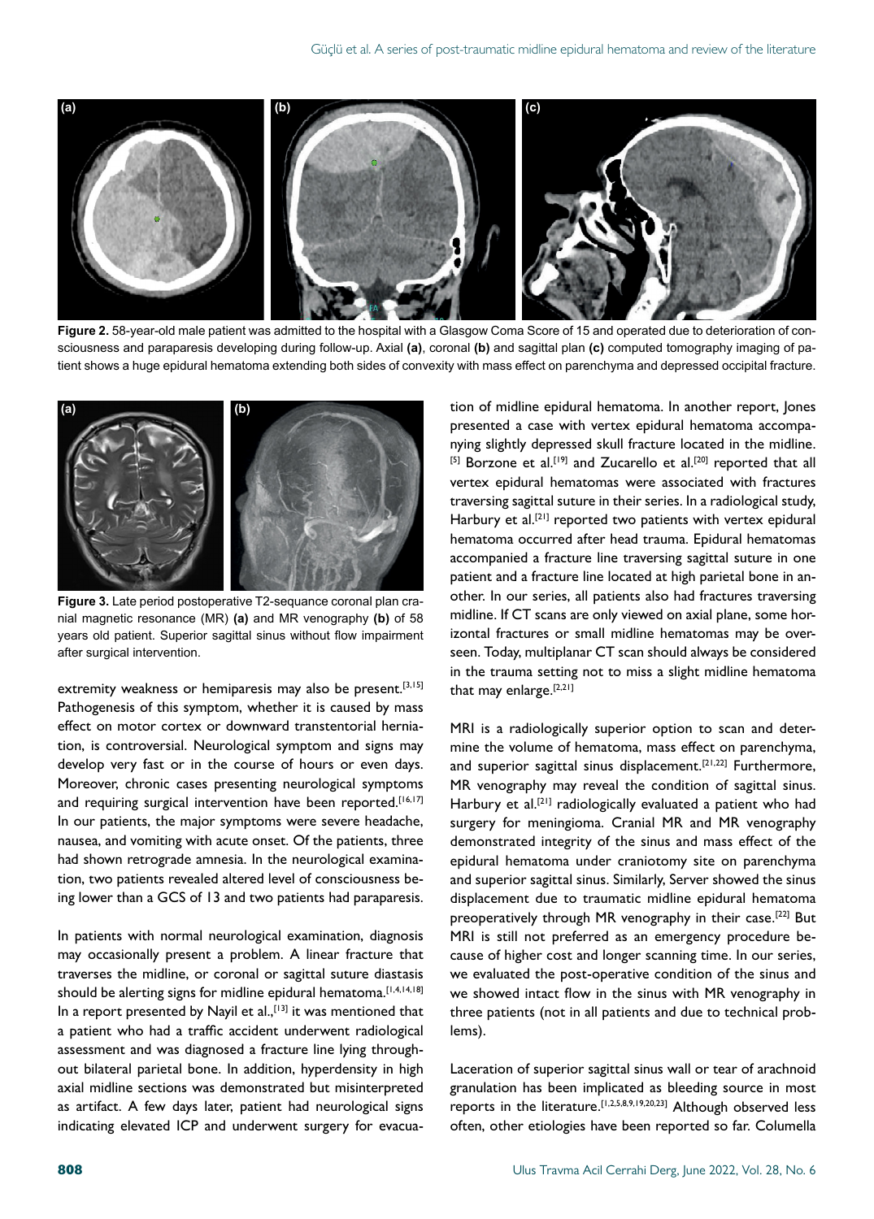**Figure 2.** 58-year-old male patient was admitted to the hospital with a Glasgow Coma Score of 15 and operated due to deterioration of consciousness and paraparesis developing during follow-up. Axial **(a)**, coronal **(b)** and sagittal plan **(c)** computed tomography imaging of patient shows a huge epidural hematoma extending both sides of convexity with mass effect on parenchyma and depressed occipital fracture.

**Figure 3.** Late period postoperative T2-sequance coronal plan cranial magnetic resonance (MR) **(a)** and MR venography **(b)** of 58 years old patient. Superior sagittal sinus without flow impairment after surgical intervention.

extremity weakness or hemiparesis may also be present.[3,15] Pathogenesis of this symptom, whether it is caused by mass effect on motor cortex or downward transtentorial herniation, is controversial. Neurological symptom and signs may develop very fast or in the course of hours or even days. Moreover, chronic cases presenting neurological symptoms and requiring surgical intervention have been reported.[16,17] In our patients, the major symptoms were severe headache, nausea, and vomiting with acute onset. Of the patients, three had shown retrograde amnesia. In the neurological examination, two patients revealed altered level of consciousness being lower than a GCS of 13 and two patients had paraparesis.

In patients with normal neurological examination, diagnosis may occasionally present a problem. A linear fracture that traverses the midline, or coronal or sagittal suture diastasis should be alerting signs for midline epidural hematoma.[1,4,14,18] In a report presented by Nayil et al.,[13] it was mentioned that a patient who had a traffic accident underwent radiological assessment and was diagnosed a fracture line lying throughout bilateral parietal bone. In addition, hyperdensity in high axial midline sections was demonstrated but misinterpreted as artifact. A few days later, patient had neurological signs indicating elevated ICP and underwent surgery for evacuation of midline epidural hematoma. In another report, Jones presented a case with vertex epidural hematoma accompanying slightly depressed skull fracture located in the midline.[5] Borzone et al.[19] and Zucarello et al.[20] reported that all vertex epidural hematomas were associated with fractures traversing sagittal suture in their series. In a radiological study, Harbury et al.[21] reported two patients with vertex epidural hematoma occurred after head trauma. Epidural hematomas accompanied a fracture line traversing sagittal suture in one patient and a fracture line located at high parietal bone in another. In our series, all patients also had fractures traversing midline. If CT scans are only viewed on axial plane, some horizontal fractures or small midline hematomas may be overseen. Today, multiplanar CT scan should always be considered in the trauma setting not to miss a slight midline hematoma that may enlarge.[2,21]

MRI is a radiologically superior option to scan and determine the volume of hematoma, mass effect on parenchyma, and superior sagittal sinus displacement.[21,22] Furthermore, MR venography may reveal the condition of sagittal sinus. Harbury et al.[21] radiologically evaluated a patient who had surgery for meningioma. Cranial MR and MR venography demonstrated integrity of the sinus and mass effect of the epidural hematoma under craniotomy site on parenchyma and superior sagittal sinus. Similarly, Server showed the sinus displacement due to traumatic midline epidural hematoma preoperatively through MR venography in their case.[22] But MRI is still not preferred as an emergency procedure because of higher cost and longer scanning time. In our series, we evaluated the post-operative condition of the sinus and we showed intact flow in the sinus with MR venography in three patients (not in all patients and due to technical problems).

Laceration of superior sagittal sinus wall or tear of arachnoid granulation has been implicated as bleeding source in most reports in the literature.[1,2,5,8,9,19,20,23] Although observed less often, other etiologies have been reported so far. Columella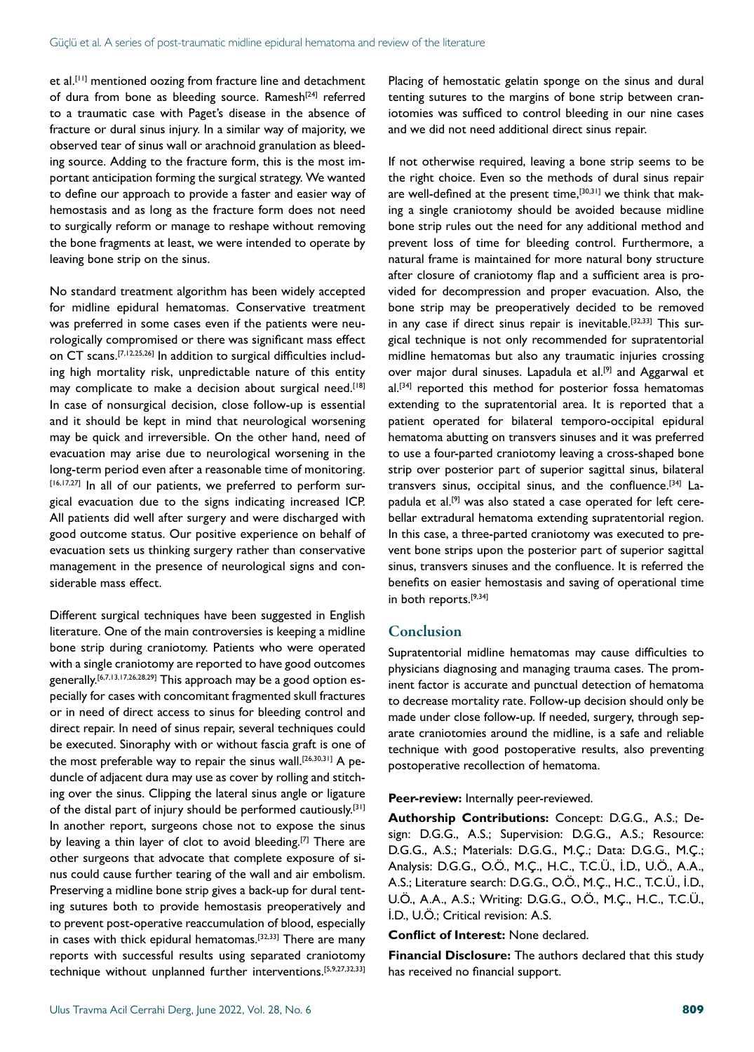et al.[11] mentioned oozing from fracture line and detachment of dura from bone as bleeding source. Ramesh[24] referred to a traumatic case with Paget's disease in the absence of fracture or dural sinus injury. In a similar way of majority, we observed tear of sinus wall or arachnoid granulation as bleeding source. Adding to the fracture form, this is the most important anticipation forming the surgical strategy. We wanted to define our approach to provide a faster and easier way of hemostasis and as long as the fracture form does not need to surgically reform or manage to reshape without removing the bone fragments at least, we were intended to operate by leaving bone strip on the sinus.

No standard treatment algorithm has been widely accepted for midline epidural hematomas. Conservative treatment was preferred in some cases even if the patients were neurologically compromised or there was significant mass effect on CT scans.[7,12,25,26] In addition to surgical difficulties including high mortality risk, unpredictable nature of this entity may complicate to make a decision about surgical need.[18] In case of nonsurgical decision, close follow-up is essential and it should be kept in mind that neurological worsening may be quick and irreversible. On the other hand, need of evacuation may arise due to neurological worsening in the long-term period even after a reasonable time of monitoring.[16,17,27] In all of our patients, we preferred to perform surgical evacuation due to the signs indicating increased ICP. All patients did well after surgery and were discharged with good outcome status. Our positive experience on behalf of evacuation sets us thinking surgery rather than conservative management in the presence of neurological signs and considerable mass effect.

Different surgical techniques have been suggested in English literature. One of the main controversies is keeping a midline bone strip during craniotomy. Patients who were operated with a single craniotomy are reported to have good outcomes generally.[6,7,13,17,26,28,29] This approach may be a good option especially for cases with concomitant fragmented skull fractures or in need of direct access to sinus for bleeding control and direct repair. In need of sinus repair, several techniques could be executed. Sinoraphy with or without fascia graft is one of the most preferable way to repair the sinus wall.[26,30,31] A peduncle of adjacent dura may use as cover by rolling and stitching over the sinus. Clipping the lateral sinus angle or ligature of the distal part of injury should be performed cautiously.[31] In another report, surgeons chose not to expose the sinus by leaving a thin layer of clot to avoid bleeding.[7] There are other surgeons that advocate that complete exposure of sinus could cause further tearing of the wall and air embolism. Preserving a midline bone strip gives a back-up for dural tenting sutures both to provide hemostasis preoperatively and to prevent post-operative reaccumulation of blood, especially in cases with thick epidural hematomas.[32,33] There are many reports with successful results using separated craniotomy technique without unplanned further interventions.[5,9,27,32,33] Placing of hemostatic gelatin sponge on the sinus and dural tenting sutures to the margins of bone strip between craniotomies was sufficed to control bleeding in our nine cases and we did not need additional direct sinus repair.

If not otherwise required, leaving a bone strip seems to be the right choice. Even so the methods of dural sinus repair are well-defined at the present time,[30,31] we think that making a single craniotomy should be avoided because midline bone strip rules out the need for any additional method and prevent loss of time for bleeding control. Furthermore, a natural frame is maintained for more natural bony structure after closure of craniotomy flap and a sufficient area is provided for decompression and proper evacuation. Also, the bone strip may be preoperatively decided to be removed in any case if direct sinus repair is inevitable.[32,33] This surgical technique is not only recommended for supratentorial midline hematomas but also any traumatic injuries crossing over major dural sinuses. Lapadula et al.[9] and Aggarwal et al.[34] reported this method for posterior fossa hematomas extending to the supratentorial area. It is reported that a patient operated for bilateral temporo-occipital epidural hematoma abutting on transvers sinuses and it was preferred to use a four-parted craniotomy leaving a cross-shaped bone strip over posterior part of superior sagittal sinus, bilateral transvers sinus, occipital sinus, and the confluence.[34] Lapadula et al.[9] was also stated a case operated for left cerebellar extradural hematoma extending supratentorial region. In this case, a three-parted craniotomy was executed to prevent bone strips upon the posterior part of superior sagittal sinus, transvers sinuses and the confluence. It is referred the benefits on easier hemostasis and saving of operational time in both reports.[9,34]

## Conclusion

Supratentorial midline hematomas may cause difficulties to physicians diagnosing and managing trauma cases. The prominent factor is accurate and punctual detection of hematoma to decrease mortality rate. Follow-up decision should only be made under close follow-up. If needed, surgery, through separate craniotomies around the midline, is a safe and reliable technique with good postoperative results, also preventing postoperative recollection of hematoma.

**Peer-review:** Internally peer-reviewed.

**Authorship Contributions:** Concept: D.G.G., A.S.; Design: D.G.G., A.S.; Supervision: D.G.G., A.S.; Resource: D.G.G., A.S.; Materials: D.G.G., M.Ç.; Data: D.G.G., M.Ç.; Analysis: D.G.G., O.Ö., M.Ç., H.C., T.C.Ü., İ.D., U.Ö., A.A., A.S.; Literature search: D.G.G., O.Ö., M.Ç., H.C., T.C.Ü., İ.D., U.Ö., A.A., A.S.; Writing: D.G.G., O.Ö., M.Ç., H.C., T.C.Ü., İ.D., U.Ö.; Critical revision: A.S.

**Conflict of Interest:** None declared.

**Financial Disclosure:** The authors declared that this study has received no financial support.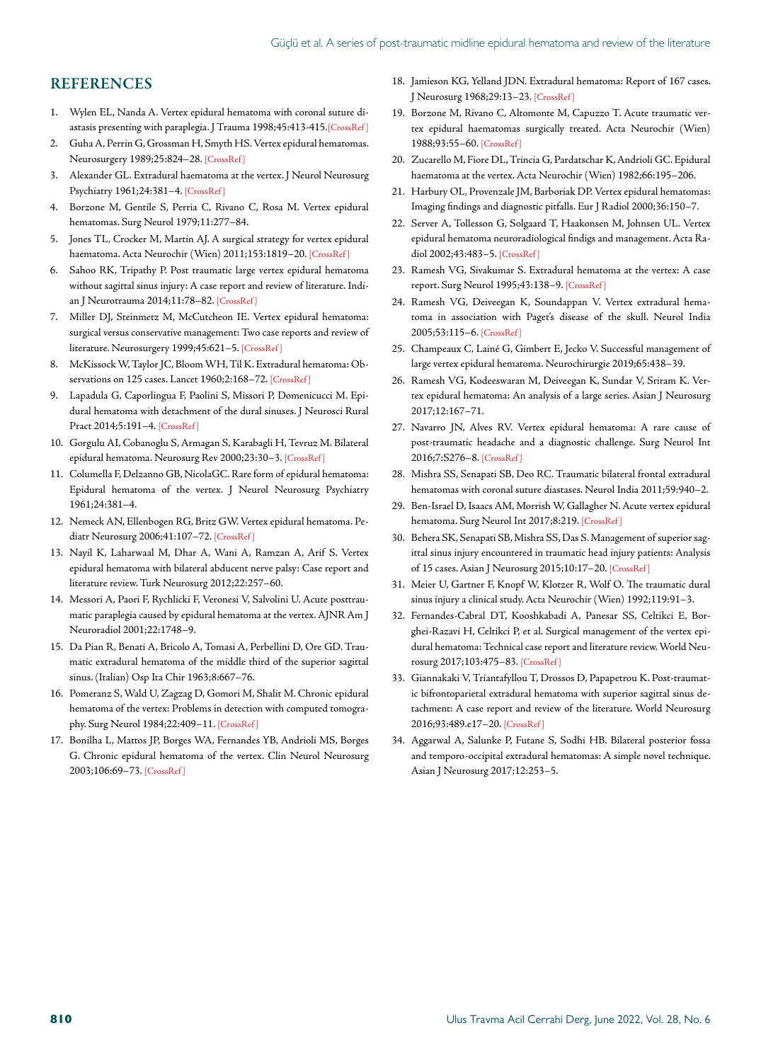## REFERENCES

1. Wylen EL, Nanda A. Vertex epidural hematoma with coronal suture diastasis presenting with paraplegia. J Trauma 1998;45:413-415.[CrossRef]
2. Guha A, Perrin G, Grossman H, Smyth HS. Vertex epidural hematomas. Neurosurgery 1989;25:824–28. [CrossRef]
3. Alexander GL. Extradural haematoma at the vertex. J Neurol Neurosurg Psychiatry 1961;24:381–4. [CrossRef]
4. Borzone M, Gentile S, Perria C, Rivano C, Rosa M. Vertex epidural hematomas. Surg Neurol 1979;11:277–84.
5. Jones TL, Crocker M, Martin AJ. A surgical strategy for vertex epidural haematoma. Acta Neurochir (Wien) 2011;153:1819–20. [CrossRef]
6. Sahoo RK, Tripathy P. Post traumatic large vertex epidural hematoma without sagittal sinus injury: A case report and review of literature. Indian J Neurotrauma 2014;11:78–82. [CrossRef]
7. Miller DJ, Steinmetz M, McCutcheon IE. Vertex epidural hematoma: surgical versus conservative management: Two case reports and review of literature. Neurosurgery 1999;45:621–5. [CrossRef]
8. McKissock W, Taylor JC, Bloom WH, Til K. Extradural hematoma: Observations on 125 cases. Lancet 1960;2:168–72. [CrossRef]
9. Lapadula G, Caporlingua F, Paolini S, Missori P, Domenicucci M. Epidural hematoma with detachment of the dural sinuses. J Neurosci Rural Pract 2014;5:191–4. [CrossRef]
10. Gorgulu AI, Cobanoglu S, Armagan S, Karabagli H, Tevruz M. Bilateral epidural hematoma. Neurosurg Rev 2000;23:30–3. [CrossRef]
11. Columella F, Delzanno GB, NicolaGC. Rare form of epidural hematoma: Epidural hematoma of the vertex. J Neurol Neurosurg Psychiatry 1961;24:381–4.
12. Nemeck AN, Ellenbogen RG, Britz GW. Vertex epidural hematoma. Pediatr Neurosurg 2006;41:107–72. [CrossRef]
13. Nayil K, Laharwaal M, Dhar A, Wani A, Ramzan A, Arif S. Vertex epidural hematoma with bilateral abducent nerve palsy: Case report and literature review. Turk Neurosurg 2012;22:257–60.
14. Messori A, Paori F, Rychlicki F, Veronesi V, Salvolini U. Acute posttraumatic paraplegia caused by epidural hematoma at the vertex. AJNR Am J Neuroradiol 2001;22:1748–9.
15. Da Pian R, Benati A, Bricolo A, Tomasi A, Perbellini D, Ore GD. Traumatic extradural hematoma of the middle third of the superior sagittal sinus. (Italian) Osp Ita Chir 1963;8:667–76.
16. Pomeranz S, Wald U, Zagzag D, Gomori M, Shalit M. Chronic epidural hematoma of the vertex: Problems in detection with computed tomography. Surg Neurol 1984;22:409–11. [CrossRef]
17. Bonilha L, Mattos JP, Borges WA, Fernandes YB, Andrioli MS, Borges G. Chronic epidural hematoma of the vertex. Clin Neurol Neurosurg 2003;106:69–73. [CrossRef]
18. Jamieson KG, Yelland JDN. Extradural hematoma: Report of 167 cases. J Neurosurg 1968;29:13–23. [CrossRef]
19. Borzone M, Rivano C, Altomonte M, Capuzzo T. Acute traumatic vertex epidural haematomas surgically treated. Acta Neurochir (Wien) 1988;93:55–60. [CrossRef]
20. Zucarello M, Fiore DL, Trincia G, Pardatschar K, Andrioli GC. Epidural haematoma at the vertex. Acta Neurochir (Wien) 1982;66:195–206.
21. Harbury OL, Provenzale JM, Barboriak DP. Vertex epidural hematomas: Imaging findings and diagnostic pitfalls. Eur J Radiol 2000;36:150–7.
22. Server A, Tollesson G, Solgaard T, Haakonsen M, Johnsen UL. Vertex epidural hematoma neuroradiological findigs and management. Acta Radiol 2002;43:483–5. [CrossRef]
23. Ramesh VG, Sivakumar S. Extradural hematoma at the vertex: A case report. Surg Neurol 1995;43:138–9. [CrossRef]
24. Ramesh VG, Deiveegan K, Soundappan V. Vertex extradural hematoma in association with Paget's disease of the skull. Neurol India 2005;53:115–6. [CrossRef]
25. Champeaux C, Lainé G, Gimbert E, Jecko V. Successful management of large vertex epidural hematoma. Neurochirurgie 2019;65:438–39.
26. Ramesh VG, Kodeeswaran M, Deiveegan K, Sundar V, Sriram K. Vertex epidural hematoma: An analysis of a large series. Asian J Neurosurg 2017;12:167–71.
27. Navarro JN, Alves RV. Vertex epidural hematoma: A rare cause of post-traumatic headache and a diagnostic challenge. Surg Neurol Int 2016;7:S276–8. [CrossRef]
28. Mishra SS, Senapati SB, Deo RC. Traumatic bilateral frontal extradural hematomas with coronal suture diastases. Neurol India 2011;59:940–2.
29. Ben-Israel D, Isaacs AM, Morrish W, Gallagher N. Acute vertex epidural hematoma. Surg Neurol Int 2017;8:219. [CrossRef]
30. Behera SK, Senapati SB, Mishra SS, Das S. Management of superior sagittal sinus injury encountered in traumatic head injury patients: Analysis of 15 cases. Asian J Neurosurg 2015;10:17–20. [CrossRef]
31. Meier U, Gartner F, Knopf W, Klotzer R, Wolf O. The traumatic dural sinus injury a clinical study. Acta Neurochir (Wien) 1992;119:91–3.
32. Fernandes-Cabral DT, Kooshkabadi A, Panesar SS, Celtikci E, Borghei-Razavi H, Celtikci P, et al. Surgical management of the vertex epidural hematoma: Technical case report and literature review. World Neurosurg 2017;103:475–83. [CrossRef]
33. Giannakaki V, Triantafyllou T, Drossos D, Papapetrou K. Post-traumatic bifrontoparietal extradural hematoma with superior sagittal sinus detachment: A case report and review of the literature. World Neurosurg 2016;93:489.e17–20. [CrossRef]
34. Aggarwal A, Salunke P, Futane S, Sodhi HB. Bilateral posterior fossa and temporo-occipital extradural hematomas: A simple novel technique. Asian J Neurosurg 2017;12:253–5.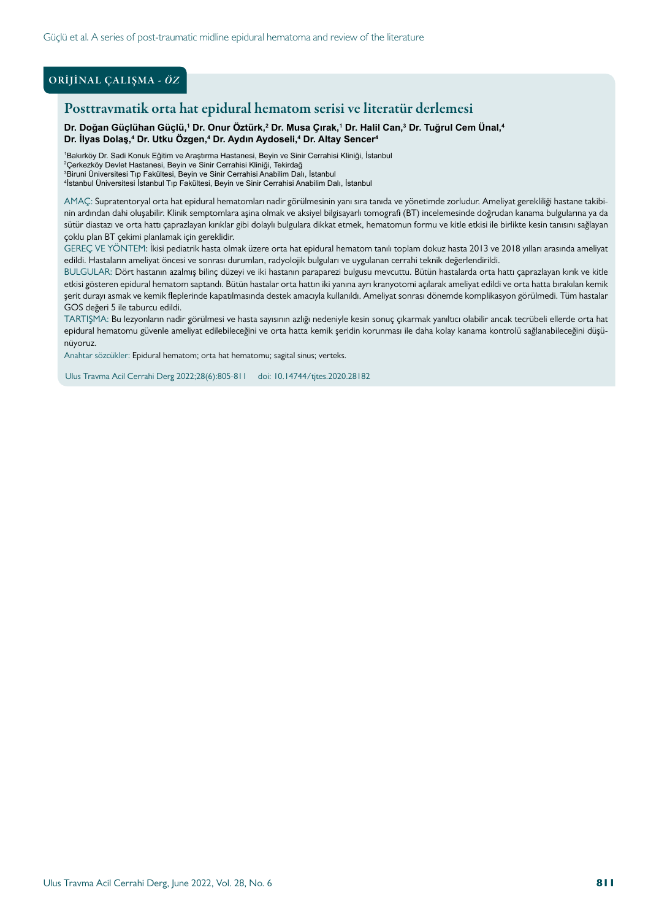ORİJİNAL ÇALIŞMA - *ÖZ*

# Posttravmatik orta hat epidural hematom serisi ve literatür derlemesi

**Dr. Doğan Güçlühan Güçlü,[1] Dr. Onur Öztürk,[2] Dr. Musa Çırak,[1] Dr. Halil Can,[3] Dr. Tuğrul Cem Ünal,[4] Dr. İlyas Dolaş,[4] Dr. Utku Özgen,[4] Dr. Aydın Aydoseli,[4] Dr. Altay Sencer[4]**

[1]Bakırköy Dr. Sadi Konuk Eğitim ve Araştırma Hastanesi, Beyin ve Sinir Cerrahisi Kliniği, İstanbul
[2]Çerkezköy Devlet Hastanesi, Beyin ve Sinir Cerrahisi Kliniği, Tekirdağ
[3]Biruni Üniversitesi Tıp Fakültesi, Beyin ve Sinir Cerrahisi Anabilim Dalı, İstanbul
[4]İstanbul Üniversitesi İstanbul Tıp Fakültesi, Beyin ve Sinir Cerrahisi Anabilim Dalı, İstanbul

AMAÇ: Supratentoryal orta hat epidural hematomları nadir görülmesinin yanı sıra tanıda ve yönetimde zorludur. Ameliyat gerekliliği hastane takibinin ardından dahi oluşabilir. Klinik semptomlara aşina olmak ve aksiyel bilgisayarlı tomografi (BT) incelemesinde doğrudan kanama bulgularına ya da sütür diastazı ve orta hattı çaprazlayan kırıklar gibi dolaylı bulgulara dikkat etmek, hematomun formu ve kitle etkisi ile birlikte kesin tanısını sağlayan çoklu plan BT çekimi planlamak için gereklidir.

GEREÇ VE YÖNTEM: İkisi pediatrik hasta olmak üzere orta hat epidural hematom tanılı toplam dokuz hasta 2013 ve 2018 yılları arasında ameliyat edildi. Hastaların ameliyat öncesi ve sonrası durumları, radyolojik bulguları ve uygulanan cerrahi teknik değerlendirildi.

BULGULAR: Dört hastanın azalmış bilinç düzeyi ve iki hastanın paraparezi bulgusu mevcuttu. Bütün hastalarda orta hattı çaprazlayan kırık ve kitle etkisi gösteren epidural hematom saptandı. Bütün hastalar orta hattın iki yanına ayrı kranyotomi açılarak ameliyat edildi ve orta hatta bırakılan kemik şerit durayı asmak ve kemik fleplerinde kapatılmasında destek amacıyla kullanıldı. Ameliyat sonrası dönemde komplikasyon görülmedi. Tüm hastalar GOS değeri 5 ile taburcu edildi.

TARTIŞMA: Bu lezyonların nadir görülmesi ve hasta sayısının azlığı nedeniyle kesin sonuç çıkarmak yanıltıcı olabilir ancak tecrübeli ellerde orta hat epidural hematomu güvenle ameliyat edilebileceğini ve orta hatta kemik şeridin korunması ile daha kolay kanama kontrolü sağlanabileceğini düşünüyoruz.

Anahtar sözcükler: Epidural hematom; orta hat hematomu; sagital sinus; verteks.

Ulus Travma Acil Cerrahi Derg 2022;28(6):805-811 doi: 10.14744/tjtes.2020.28182